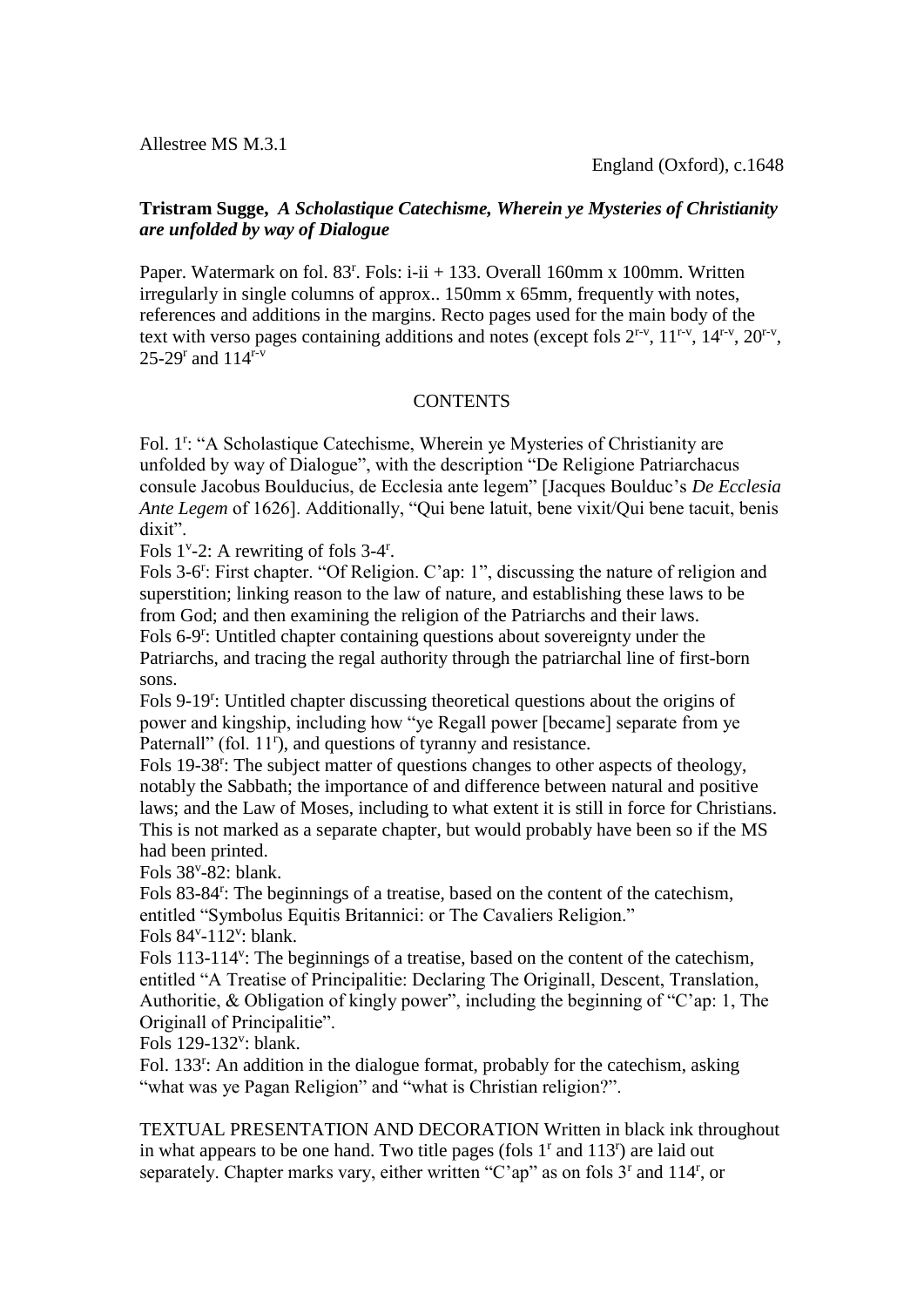Allestree MS M.3.1

England (Oxford), c.1648

**Tristram Sugge,** ***A Scholastique Catechisme, Wherein ye Mysteries of Christianity are unfolded by way of Dialogue***

Paper. Watermark on fol. 83$^{r}$. Fols: i-ii + 133. Overall 160mm x 100mm. Written irregularly in single columns of approx.. 150mm x 65mm, frequently with notes, references and additions in the margins. Recto pages used for the main body of the text with verso pages containing additions and notes (except fols 2$^{r-v}$, 11$^{r-v}$, 14$^{r-v}$, 20$^{r-v}$, 25-29$^{r}$ and 114$^{r-v}$

CONTENTS

Fol. 1$^{r}$: "A Scholastique Catechisme, Wherein ye Mysteries of Christianity are unfolded by way of Dialogue", with the description "De Religione Patriarchacus consule Jacobus Boulducius, de Ecclesia ante legem" [Jacques Boulduc's *De Ecclesia Ante Legem* of 1626]. Additionally, "Qui bene latuit, bene vixit/Qui bene tacuit, benis dixit".

Fols 1$^{v}$-2: A rewriting of fols 3-4$^{r}$.

Fols 3-6$^{r}$: First chapter. "Of Religion. C'ap: 1", discussing the nature of religion and superstition; linking reason to the law of nature, and establishing these laws to be from God; and then examining the religion of the Patriarchs and their laws.

Fols 6-9$^{r}$: Untitled chapter containing questions about sovereignty under the Patriarchs, and tracing the regal authority through the patriarchal line of first-born sons.

Fols 9-19$^{r}$: Untitled chapter discussing theoretical questions about the origins of power and kingship, including how "ye Regall power [became] separate from ye Paternall" (fol. 11$^{r}$), and questions of tyranny and resistance.

Fols 19-38$^{r}$: The subject matter of questions changes to other aspects of theology, notably the Sabbath; the importance of and difference between natural and positive laws; and the Law of Moses, including to what extent it is still in force for Christians. This is not marked as a separate chapter, but would probably have been so if the MS had been printed.

Fols 38$^{v}$-82: blank.

Fols 83-84$^{r}$: The beginnings of a treatise, based on the content of the catechism, entitled "Symbolus Equitis Britannici: or The Cavaliers Religion."

Fols 84$^{v}$-112$^{v}$: blank.

Fols 113-114$^{v}$: The beginnings of a treatise, based on the content of the catechism, entitled "A Treatise of Principalitie: Declaring The Originall, Descent, Translation, Authoritie, & Obligation of kingly power", including the beginning of "C'ap: 1, The Originall of Principalitie".

Fols 129-132$^{v}$: blank.

Fol. 133$^{r}$: An addition in the dialogue format, probably for the catechism, asking "what was ye Pagan Religion" and "what is Christian religion?".

TEXTUAL PRESENTATION AND DECORATION Written in black ink throughout in what appears to be one hand. Two title pages (fols 1$^{r}$ and 113$^{r}$) are laid out separately. Chapter marks vary, either written "C'ap" as on fols 3$^{r}$ and 114$^{r}$, or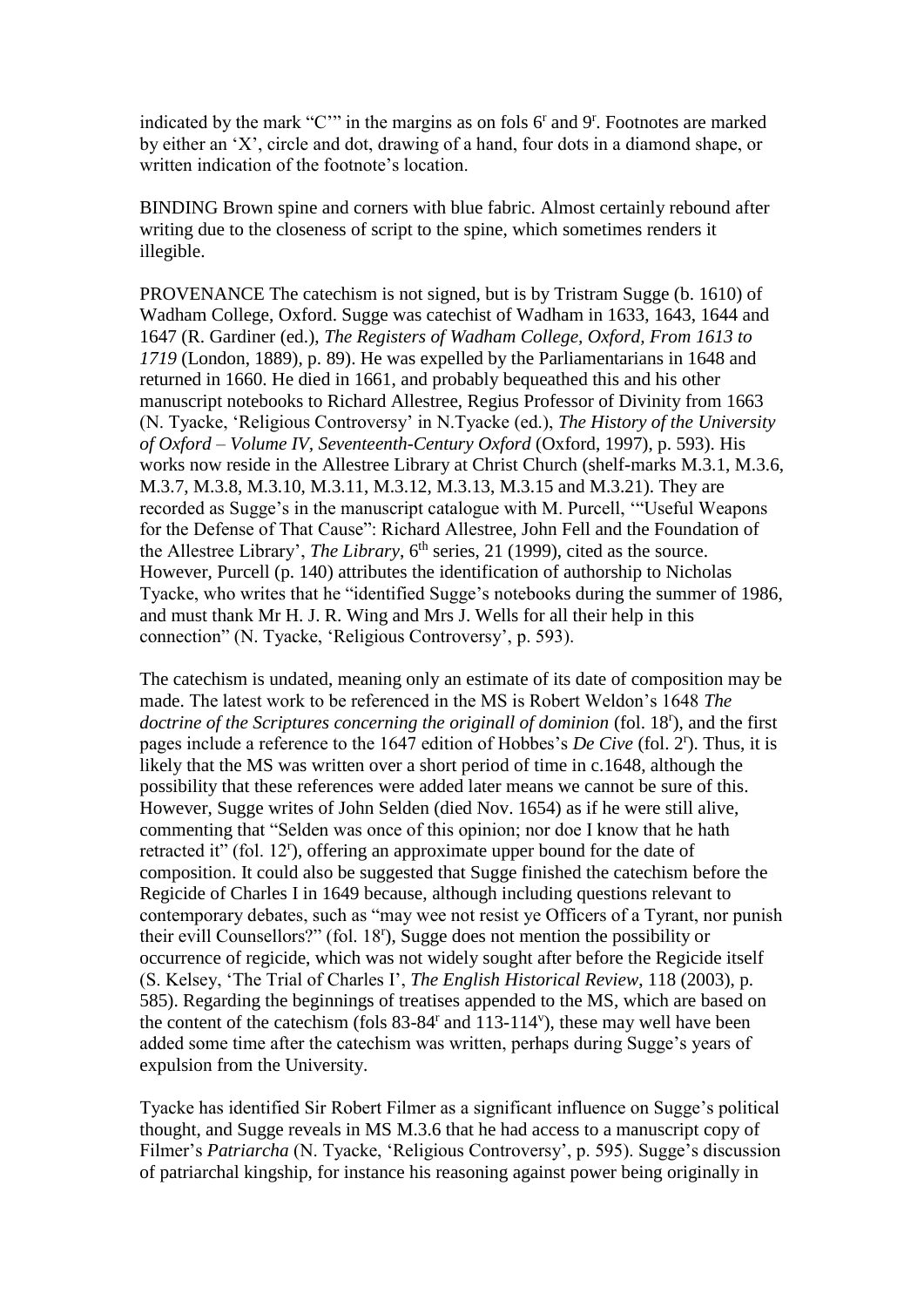indicated by the mark "C'" in the margins as on fols 6r and 9r. Footnotes are marked by either an 'X', circle and dot, drawing of a hand, four dots in a diamond shape, or written indication of the footnote's location.

BINDING Brown spine and corners with blue fabric. Almost certainly rebound after writing due to the closeness of script to the spine, which sometimes renders it illegible.

PROVENANCE The catechism is not signed, but is by Tristram Sugge (b. 1610) of Wadham College, Oxford. Sugge was catechist of Wadham in 1633, 1643, 1644 and 1647 (R. Gardiner (ed.), *The Registers of Wadham College, Oxford, From 1613 to 1719* (London, 1889), p. 89). He was expelled by the Parliamentarians in 1648 and returned in 1660. He died in 1661, and probably bequeathed this and his other manuscript notebooks to Richard Allestree, Regius Professor of Divinity from 1663 (N. Tyacke, 'Religious Controversy' in N.Tyacke (ed.), *The History of the University of Oxford – Volume IV, Seventeenth-Century Oxford* (Oxford, 1997), p. 593). His works now reside in the Allestree Library at Christ Church (shelf-marks M.3.1, M.3.6, M.3.7, M.3.8, M.3.10, M.3.11, M.3.12, M.3.13, M.3.15 and M.3.21). They are recorded as Sugge's in the manuscript catalogue with M. Purcell, '"Useful Weapons for the Defense of That Cause": Richard Allestree, John Fell and the Foundation of the Allestree Library', *The Library*, 6th series, 21 (1999), cited as the source. However, Purcell (p. 140) attributes the identification of authorship to Nicholas Tyacke, who writes that he "identified Sugge's notebooks during the summer of 1986, and must thank Mr H. J. R. Wing and Mrs J. Wells for all their help in this connection" (N. Tyacke, 'Religious Controversy', p. 593).

The catechism is undated, meaning only an estimate of its date of composition may be made. The latest work to be referenced in the MS is Robert Weldon's 1648 *The doctrine of the Scriptures concerning the originall of dominion* (fol. 18r), and the first pages include a reference to the 1647 edition of Hobbes's *De Cive* (fol. 2r). Thus, it is likely that the MS was written over a short period of time in c.1648, although the possibility that these references were added later means we cannot be sure of this. However, Sugge writes of John Selden (died Nov. 1654) as if he were still alive, commenting that "Selden was once of this opinion; nor doe I know that he hath retracted it" (fol. 12r), offering an approximate upper bound for the date of composition. It could also be suggested that Sugge finished the catechism before the Regicide of Charles I in 1649 because, although including questions relevant to contemporary debates, such as "may wee not resist ye Officers of a Tyrant, nor punish their evill Counsellors?" (fol. 18r), Sugge does not mention the possibility or occurrence of regicide, which was not widely sought after before the Regicide itself (S. Kelsey, 'The Trial of Charles I', *The English Historical Review*, 118 (2003), p. 585). Regarding the beginnings of treatises appended to the MS, which are based on the content of the catechism (fols 83-84r and 113-114v), these may well have been added some time after the catechism was written, perhaps during Sugge's years of expulsion from the University.

Tyacke has identified Sir Robert Filmer as a significant influence on Sugge's political thought, and Sugge reveals in MS M.3.6 that he had access to a manuscript copy of Filmer's *Patriarcha* (N. Tyacke, 'Religious Controversy', p. 595). Sugge's discussion of patriarchal kingship, for instance his reasoning against power being originally in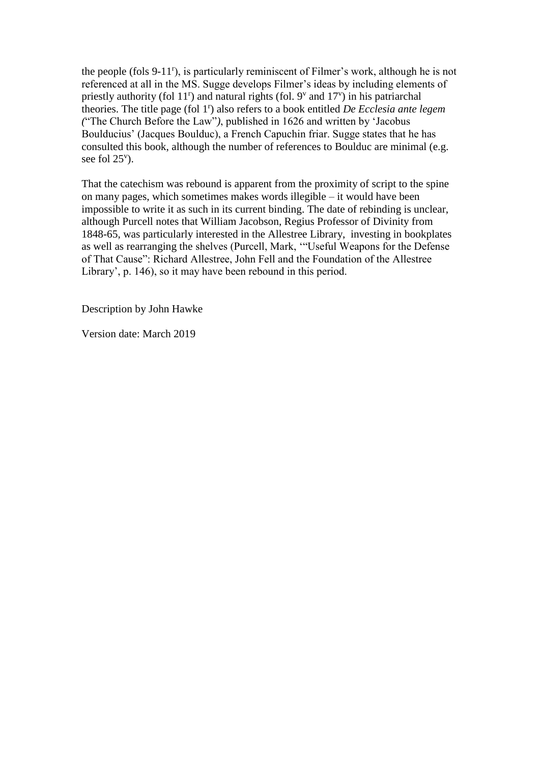the people (fols 9-11$^{r}$), is particularly reminiscent of Filmer's work, although he is not referenced at all in the MS. Sugge develops Filmer's ideas by including elements of priestly authority (fol 11$^{r}$) and natural rights (fol. 9$^{v}$ and 17$^{v}$) in his patriarchal theories. The title page (fol 1$^{r}$) also refers to a book entitled *De Ecclesia ante legem* ("The Church Before the Law"), published in 1626 and written by 'Jacobus Boulducius' (Jacques Boulduc), a French Capuchin friar. Sugge states that he has consulted this book, although the number of references to Boulduc are minimal (e.g. see fol 25$^{v}$).

That the catechism was rebound is apparent from the proximity of script to the spine on many pages, which sometimes makes words illegible – it would have been impossible to write it as such in its current binding. The date of rebinding is unclear, although Purcell notes that William Jacobson, Regius Professor of Divinity from 1848-65, was particularly interested in the Allestree Library, investing in bookplates as well as rearranging the shelves (Purcell, Mark, '"Useful Weapons for the Defense of That Cause": Richard Allestree, John Fell and the Foundation of the Allestree Library', p. 146), so it may have been rebound in this period.

Description by John Hawke

Version date: March 2019